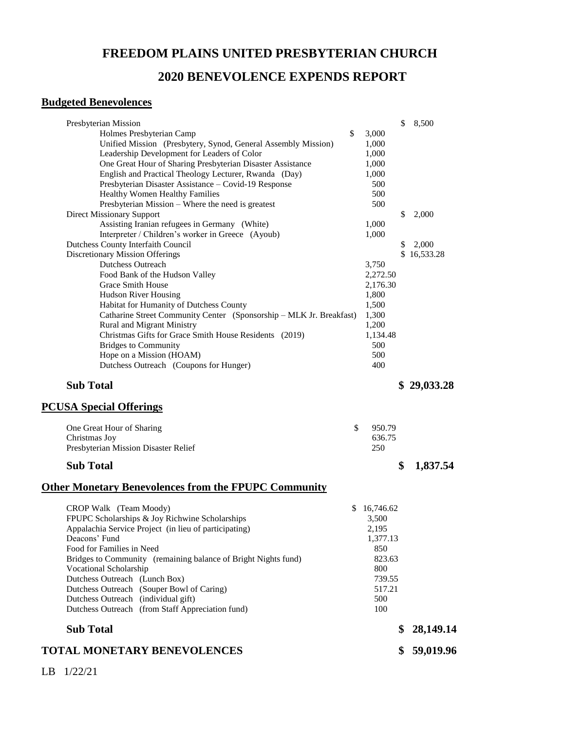# FREEDOM PLAINS UNITED PRESBYTERIAN CHURCH

# 2020 BENEVOLENCE EXPENDS REPORT

## Budgeted Benevolences

| Item | Amount | Total |
|---|---|---|
| Presbyterian Mission | | $ 8,500 |
| Holmes Presbyterian Camp | $ 3,000 | |
| Unified Mission (Presbytery, Synod, General Assembly Mission) | 1,000 | |
| Leadership Development for Leaders of Color | 1,000 | |
| One Great Hour of Sharing Presbyterian Disaster Assistance | 1,000 | |
| English and Practical Theology Lecturer, Rwanda (Day) | 1,000 | |
| Presbyterian Disaster Assistance – Covid-19 Response | 500 | |
| Healthy Women Healthy Families | 500 | |
| Presbyterian Mission – Where the need is greatest | 500 | |
| Direct Missionary Support | | $ 2,000 |
| Assisting Iranian refugees in Germany (White) | 1,000 | |
| Interpreter / Children's worker in Greece (Ayoub) | 1,000 | |
| Dutchess County Interfaith Council | | $ 2,000 |
| Discretionary Mission Offerings | | $ 16,533.28 |
| Dutchess Outreach | 3,750 | |
| Food Bank of the Hudson Valley | 2,272.50 | |
| Grace Smith House | 2,176.30 | |
| Hudson River Housing | 1,800 | |
| Habitat for Humanity of Dutchess County | 1,500 | |
| Catharine Street Community Center (Sponsorship – MLK Jr. Breakfast) | 1,300 | |
| Rural and Migrant Ministry | 1,200 | |
| Christmas Gifts for Grace Smith House Residents (2019) | 1,134.48 | |
| Bridges to Community | 500 | |
| Hope on a Mission (HOAM) | 500 | |
| Dutchess Outreach (Coupons for Hunger) | 400 | |
| **Sub Total** | | **$ 29,033.28** |

## PCUSA Special Offerings

| Item | Amount | Total |
|---|---|---|
| One Great Hour of Sharing | $ 950.79 | |
| Christmas Joy | 636.75 | |
| Presbyterian Mission Disaster Relief | 250 | |
| **Sub Total** | | **$ 1,837.54** |

## Other Monetary Benevolences from the FPUPC Community

| Item | Amount | Total |
|---|---|---|
| CROP Walk (Team Moody) | $ 16,746.62 | |
| FPUPC Scholarships & Joy Richwine Scholarships | 3,500 | |
| Appalachia Service Project (in lieu of participating) | 2,195 | |
| Deacons' Fund | 1,377.13 | |
| Food for Families in Need | 850 | |
| Bridges to Community (remaining balance of Bright Nights fund) | 823.63 | |
| Vocational Scholarship | 800 | |
| Dutchess Outreach (Lunch Box) | 739.55 | |
| Dutchess Outreach (Souper Bowl of Caring) | 517.21 | |
| Dutchess Outreach (individual gift) | 500 | |
| Dutchess Outreach (from Staff Appreciation fund) | 100 | |
| **Sub Total** | | **$ 28,149.14** |

**TOTAL MONETARY BENEVOLENCES** **$ 59,019.96**

LB 1/22/21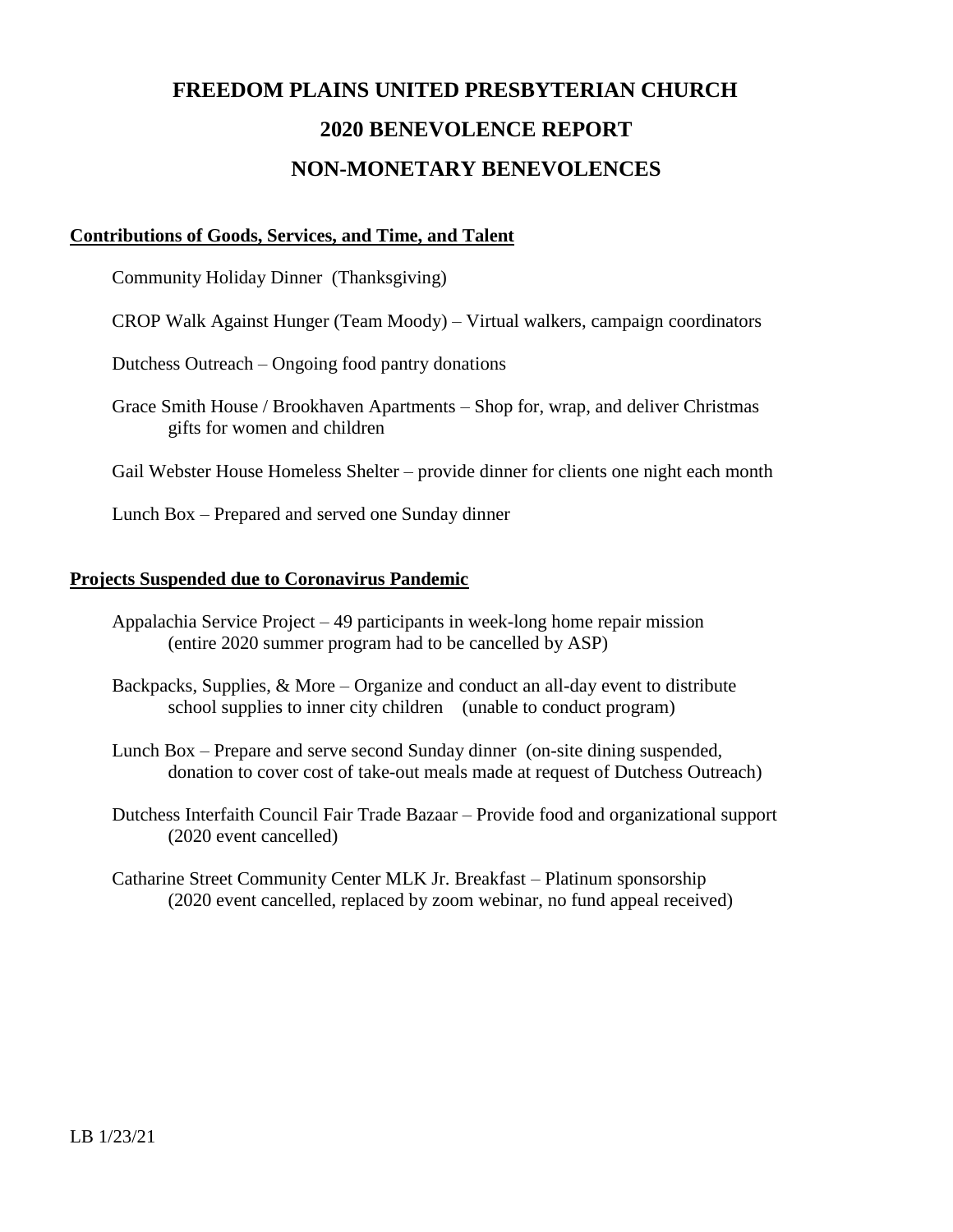# FREEDOM PLAINS UNITED PRESBYTERIAN CHURCH

## 2020 BENEVOLENCE REPORT

## NON-MONETARY BENEVOLENCES

**Contributions of Goods, Services, and Time, and Talent**

Community Holiday Dinner (Thanksgiving)

CROP Walk Against Hunger (Team Moody) – Virtual walkers, campaign coordinators

Dutchess Outreach – Ongoing food pantry donations

Grace Smith House / Brookhaven Apartments – Shop for, wrap, and deliver Christmas gifts for women and children

Gail Webster House Homeless Shelter – provide dinner for clients one night each month

Lunch Box – Prepared and served one Sunday dinner

**Projects Suspended due to Coronavirus Pandemic**

Appalachia Service Project – 49 participants in week-long home repair mission (entire 2020 summer program had to be cancelled by ASP)

Backpacks, Supplies, & More – Organize and conduct an all-day event to distribute school supplies to inner city children (unable to conduct program)

Lunch Box – Prepare and serve second Sunday dinner (on-site dining suspended, donation to cover cost of take-out meals made at request of Dutchess Outreach)

Dutchess Interfaith Council Fair Trade Bazaar – Provide food and organizational support (2020 event cancelled)

Catharine Street Community Center MLK Jr. Breakfast – Platinum sponsorship (2020 event cancelled, replaced by zoom webinar, no fund appeal received)

LB 1/23/21